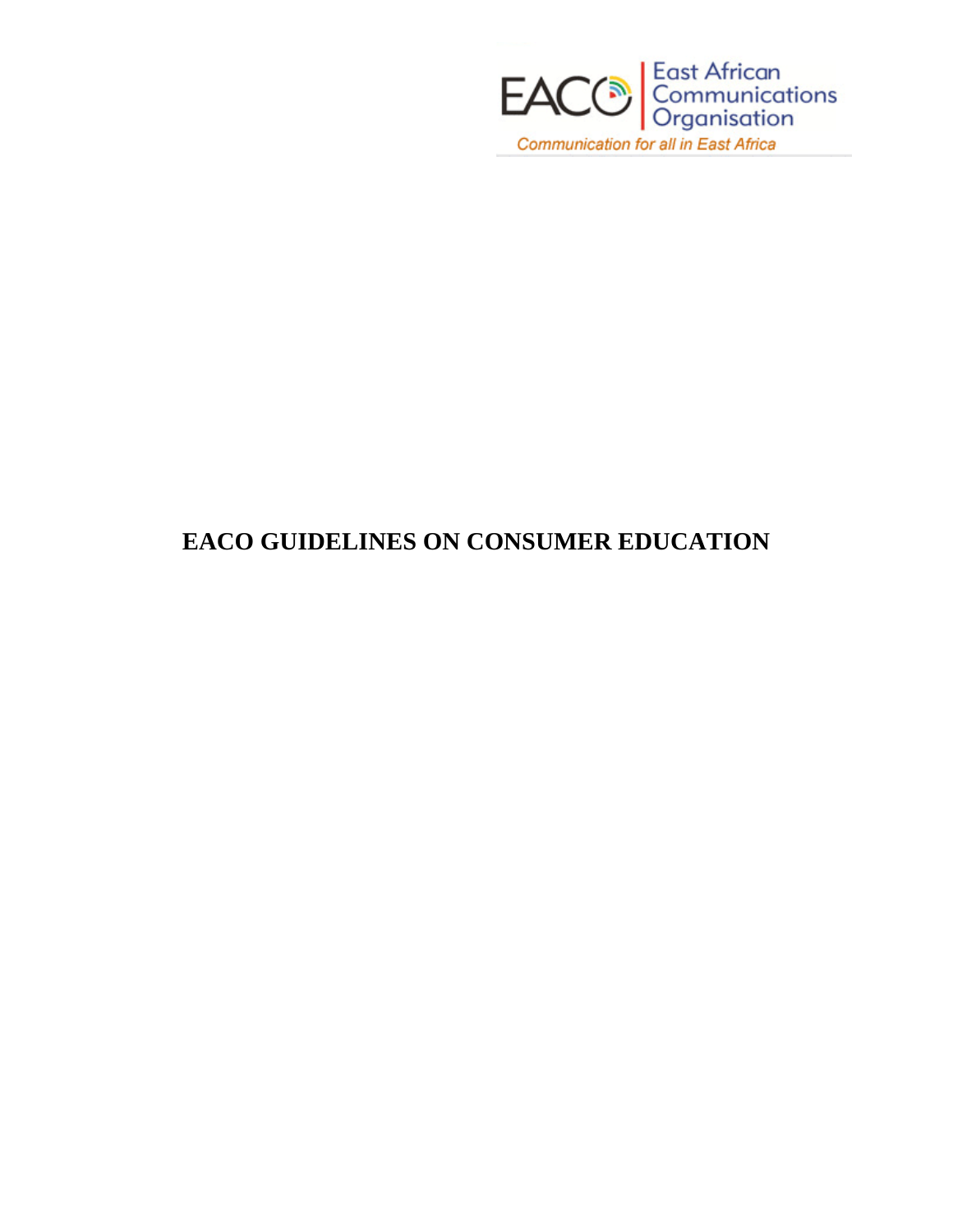East African Communications Organisation

*Communication for all in East Africa*

# EACO GUIDELINES ON CONSUMER EDUCATION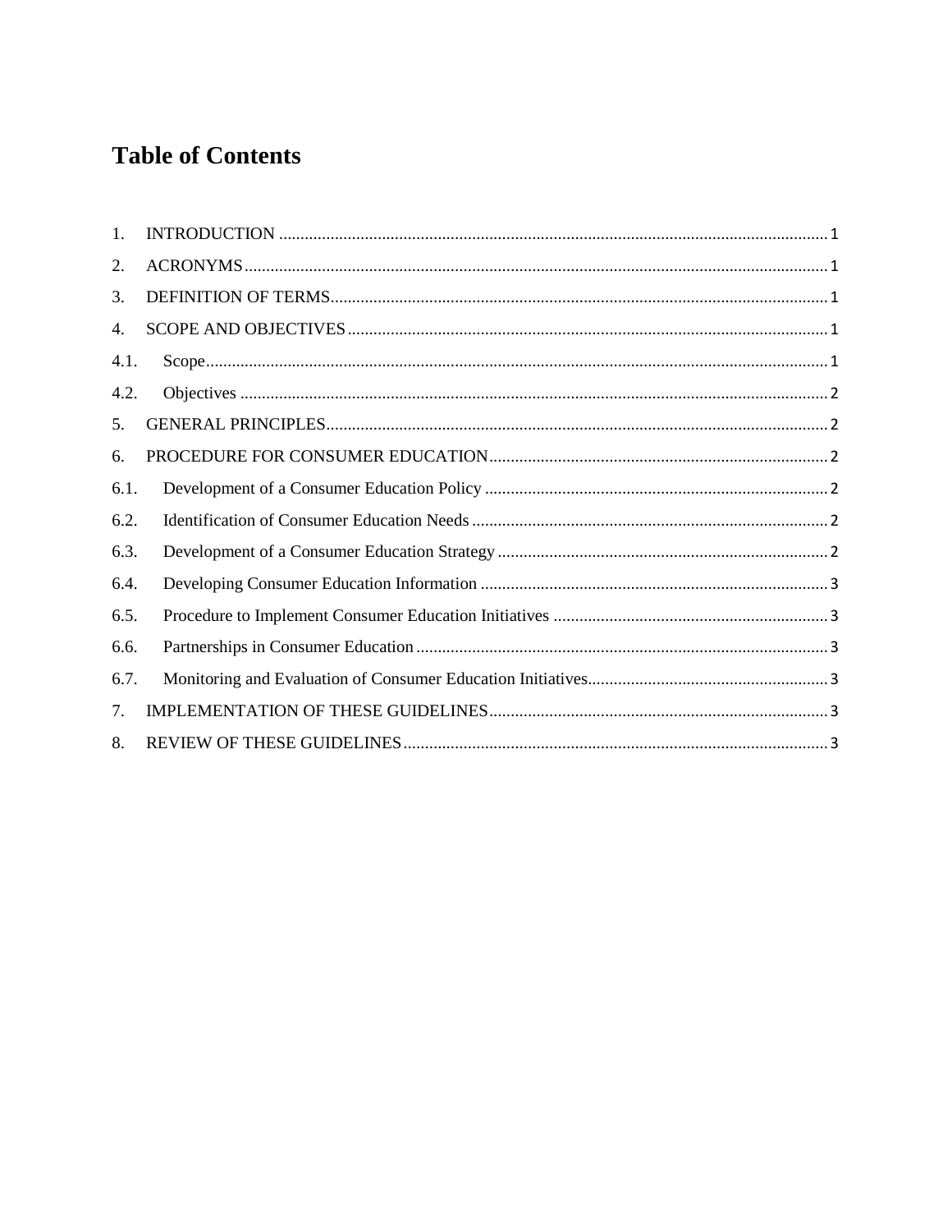# Table of Contents

1. INTRODUCTION ........................................................................................................................... 1
2. ACRONYMS ................................................................................................................................ 1
3. DEFINITION OF TERMS ............................................................................................................ 1
4. SCOPE AND OBJECTIVES ......................................................................................................... 1
4.1. Scope ......................................................................................................................................... 1
4.2. Objectives ................................................................................................................................. 2
5. GENERAL PRINCIPLES ............................................................................................................. 2
6. PROCEDURE FOR CONSUMER EDUCATION ........................................................................ 2
6.1. Development of a Consumer Education Policy ......................................................................... 2
6.2. Identification of Consumer Education Needs ........................................................................... 2
6.3. Development of a Consumer Education Strategy ..................................................................... 2
6.4. Developing Consumer Education Information .......................................................................... 3
6.5. Procedure to Implement Consumer Education Initiatives ......................................................... 3
6.6. Partnerships in Consumer Education ......................................................................................... 3
6.7. Monitoring and Evaluation of Consumer Education Initiatives ................................................. 3
7. IMPLEMENTATION OF THESE GUIDELINES ........................................................................ 3
8. REVIEW OF THESE GUIDELINES ............................................................................................ 3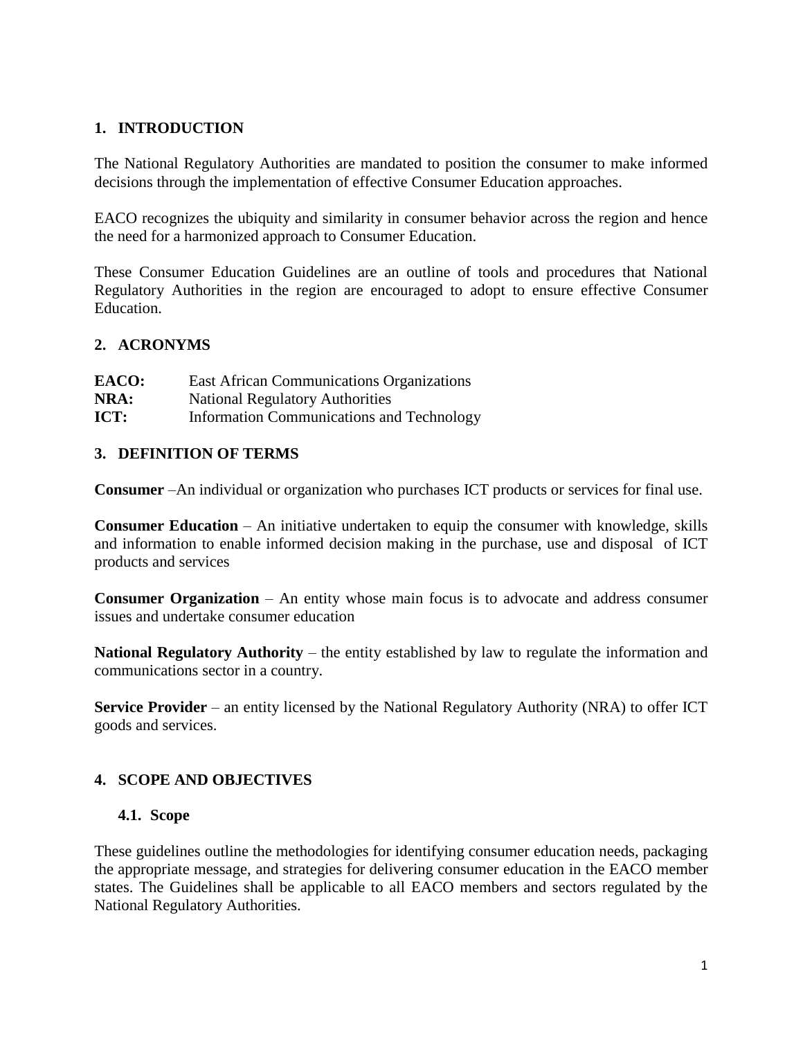## 1. INTRODUCTION

The National Regulatory Authorities are mandated to position the consumer to make informed decisions through the implementation of effective Consumer Education approaches.

EACO recognizes the ubiquity and similarity in consumer behavior across the region and hence the need for a harmonized approach to Consumer Education.

These Consumer Education Guidelines are an outline of tools and procedures that National Regulatory Authorities in the region are encouraged to adopt to ensure effective Consumer Education.

## 2. ACRONYMS

| | |
|---|---|
| **EACO:** | East African Communications Organizations |
| **NRA:** | National Regulatory Authorities |
| **ICT:** | Information Communications and Technology |

## 3. DEFINITION OF TERMS

**Consumer** –An individual or organization who purchases ICT products or services for final use.

**Consumer Education** – An initiative undertaken to equip the consumer with knowledge, skills and information to enable informed decision making in the purchase, use and disposal of ICT products and services

**Consumer Organization** – An entity whose main focus is to advocate and address consumer issues and undertake consumer education

**National Regulatory Authority** – the entity established by law to regulate the information and communications sector in a country.

**Service Provider** – an entity licensed by the National Regulatory Authority (NRA) to offer ICT goods and services.

## 4. SCOPE AND OBJECTIVES

### 4.1. Scope

These guidelines outline the methodologies for identifying consumer education needs, packaging the appropriate message, and strategies for delivering consumer education in the EACO member states. The Guidelines shall be applicable to all EACO members and sectors regulated by the National Regulatory Authorities.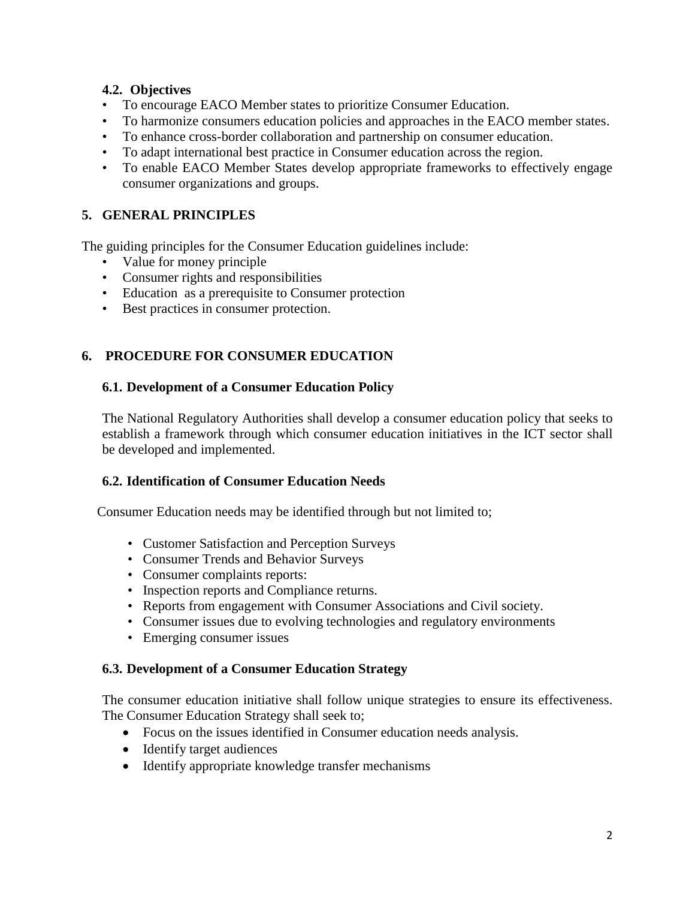### 4.2. Objectives

- To encourage EACO Member states to prioritize Consumer Education.
- To harmonize consumers education policies and approaches in the EACO member states.
- To enhance cross-border collaboration and partnership on consumer education.
- To adapt international best practice in Consumer education across the region.
- To enable EACO Member States develop appropriate frameworks to effectively engage consumer organizations and groups.

## 5. GENERAL PRINCIPLES

The guiding principles for the Consumer Education guidelines include:

- Value for money principle
- Consumer rights and responsibilities
- Education as a prerequisite to Consumer protection
- Best practices in consumer protection.

## 6. PROCEDURE FOR CONSUMER EDUCATION

### 6.1. Development of a Consumer Education Policy

The National Regulatory Authorities shall develop a consumer education policy that seeks to establish a framework through which consumer education initiatives in the ICT sector shall be developed and implemented.

### 6.2. Identification of Consumer Education Needs

Consumer Education needs may be identified through but not limited to;

- Customer Satisfaction and Perception Surveys
- Consumer Trends and Behavior Surveys
- Consumer complaints reports:
- Inspection reports and Compliance returns.
- Reports from engagement with Consumer Associations and Civil society.
- Consumer issues due to evolving technologies and regulatory environments
- Emerging consumer issues

### 6.3. Development of a Consumer Education Strategy

The consumer education initiative shall follow unique strategies to ensure its effectiveness. The Consumer Education Strategy shall seek to;

- Focus on the issues identified in Consumer education needs analysis.
- Identify target audiences
- Identify appropriate knowledge transfer mechanisms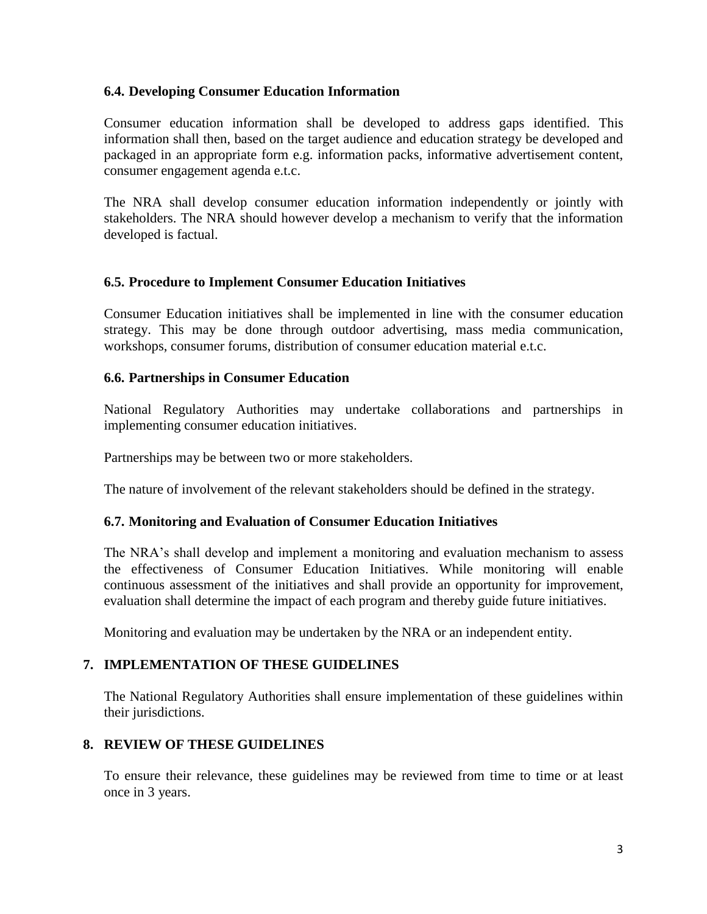### 6.4. Developing Consumer Education Information

Consumer education information shall be developed to address gaps identified. This information shall then, based on the target audience and education strategy be developed and packaged in an appropriate form e.g. information packs, informative advertisement content, consumer engagement agenda e.t.c.

The NRA shall develop consumer education information independently or jointly with stakeholders. The NRA should however develop a mechanism to verify that the information developed is factual.

### 6.5. Procedure to Implement Consumer Education Initiatives

Consumer Education initiatives shall be implemented in line with the consumer education strategy. This may be done through outdoor advertising, mass media communication, workshops, consumer forums, distribution of consumer education material e.t.c.

### 6.6. Partnerships in Consumer Education

National Regulatory Authorities may undertake collaborations and partnerships in implementing consumer education initiatives.

Partnerships may be between two or more stakeholders.

The nature of involvement of the relevant stakeholders should be defined in the strategy.

### 6.7. Monitoring and Evaluation of Consumer Education Initiatives

The NRA's shall develop and implement a monitoring and evaluation mechanism to assess the effectiveness of Consumer Education Initiatives. While monitoring will enable continuous assessment of the initiatives and shall provide an opportunity for improvement, evaluation shall determine the impact of each program and thereby guide future initiatives.

Monitoring and evaluation may be undertaken by the NRA or an independent entity.

## 7. IMPLEMENTATION OF THESE GUIDELINES

The National Regulatory Authorities shall ensure implementation of these guidelines within their jurisdictions.

## 8. REVIEW OF THESE GUIDELINES

To ensure their relevance, these guidelines may be reviewed from time to time or at least once in 3 years.